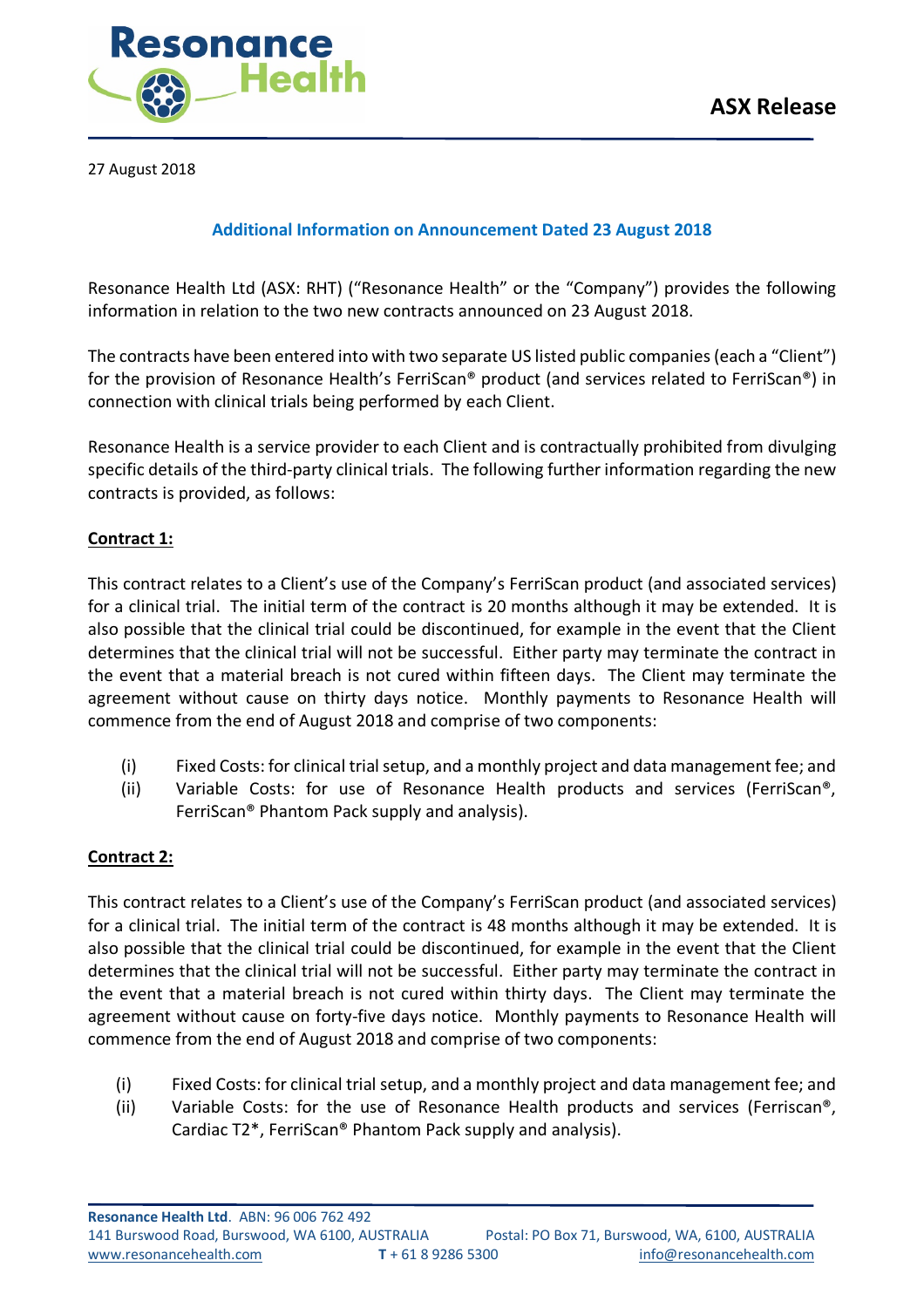**ASX Release**

27 August 2018

## Additional Information on Announcement Dated 23 August 2018

Resonance Health Ltd (ASX: RHT) ("Resonance Health" or the "Company") provides the following information in relation to the two new contracts announced on 23 August 2018.

The contracts have been entered into with two separate US listed public companies (each a "Client") for the provision of Resonance Health's FerriScan® product (and services related to FerriScan®) in connection with clinical trials being performed by each Client.

Resonance Health is a service provider to each Client and is contractually prohibited from divulging specific details of the third-party clinical trials. The following further information regarding the new contracts is provided, as follows:

**Contract 1:**

This contract relates to a Client's use of the Company's FerriScan product (and associated services) for a clinical trial. The initial term of the contract is 20 months although it may be extended. It is also possible that the clinical trial could be discontinued, for example in the event that the Client determines that the clinical trial will not be successful. Either party may terminate the contract in the event that a material breach is not cured within fifteen days. The Client may terminate the agreement without cause on thirty days notice. Monthly payments to Resonance Health will commence from the end of August 2018 and comprise of two components:

(i) Fixed Costs: for clinical trial setup, and a monthly project and data management fee; and
(ii) Variable Costs: for use of Resonance Health products and services (FerriScan®, FerriScan® Phantom Pack supply and analysis).

**Contract 2:**

This contract relates to a Client's use of the Company's FerriScan product (and associated services) for a clinical trial. The initial term of the contract is 48 months although it may be extended. It is also possible that the clinical trial could be discontinued, for example in the event that the Client determines that the clinical trial will not be successful. Either party may terminate the contract in the event that a material breach is not cured within thirty days. The Client may terminate the agreement without cause on forty-five days notice. Monthly payments to Resonance Health will commence from the end of August 2018 and comprise of two components:

(i) Fixed Costs: for clinical trial setup, and a monthly project and data management fee; and
(ii) Variable Costs: for the use of Resonance Health products and services (Ferriscan®, Cardiac T2*, FerriScan® Phantom Pack supply and analysis).

**Resonance Health Ltd**. ABN: 96 006 762 492
141 Burswood Road, Burswood, WA 6100, AUSTRALIA Postal: PO Box 71, Burswood, WA, 6100, AUSTRALIA
www.resonancehealth.com **T** + 61 8 9286 5300 info@resonancehealth.com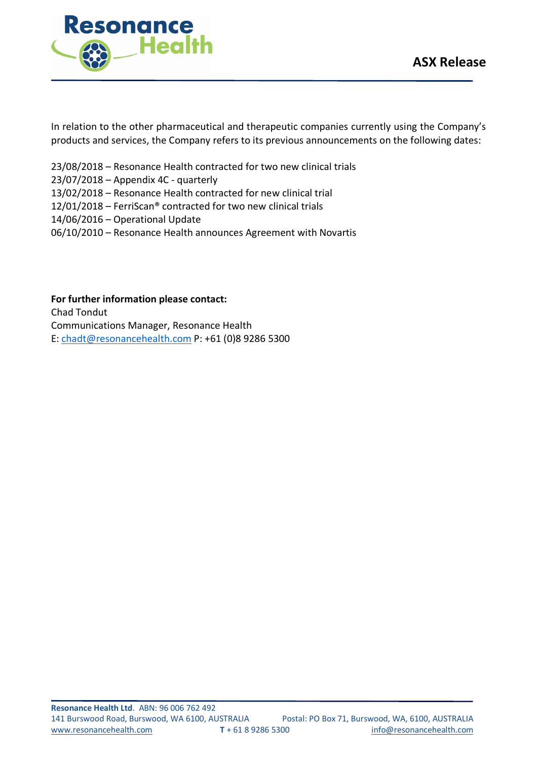In relation to the other pharmaceutical and therapeutic companies currently using the Company's products and services, the Company refers to its previous announcements on the following dates:

23/08/2018 – Resonance Health contracted for two new clinical trials
23/07/2018 – Appendix 4C - quarterly
13/02/2018 – Resonance Health contracted for new clinical trial
12/01/2018 – FerriScan® contracted for two new clinical trials
14/06/2016 – Operational Update
06/10/2010 – Resonance Health announces Agreement with Novartis

**For further information please contact:**
Chad Tondut
Communications Manager, Resonance Health
E: chadt@resonancehealth.com P: +61 (0)8 9286 5300